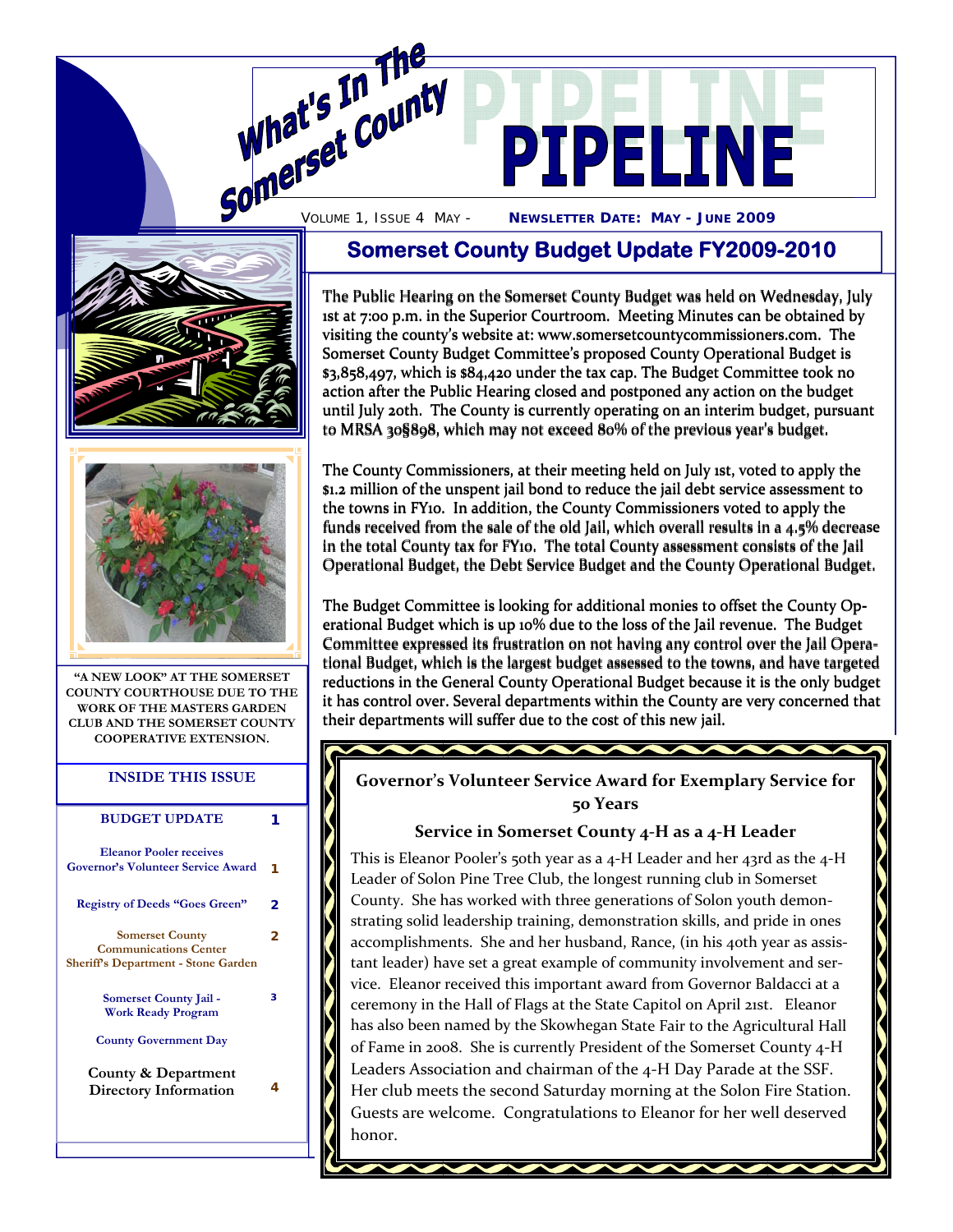# What's In The Somerset County PIPELINE

VOLUME 1, ISSUE 4 MAY - **NEWSLETTER DATE: MAY - JUNE 2009**

"A NEW LOOK" AT THE SOMERSET COUNTY COURTHOUSE DUE TO THE WORK OF THE MASTERS GARDEN CLUB AND THE SOMERSET COUNTY COOPERATIVE EXTENSION.

### INSIDE THIS ISSUE

| | |
|---|---|
| BUDGET UPDATE | 1 |
| Eleanor Pooler receives Governor's Volunteer Service Award | 1 |
| Registry of Deeds "Goes Green" | 2 |
| Somerset County Communications Center Sheriff's Department - Stone Garden | 2 |
| Somerset County Jail - Work Ready Program | 3 |
| County Government Day | |
| County & Department Directory Information | 4 |

## Somerset County Budget Update FY2009-2010

The Public Hearing on the Somerset County Budget was held on Wednesday, July 1st at 7:00 p.m. in the Superior Courtroom. Meeting Minutes can be obtained by visiting the county's website at: www.somersetcountycommissioners.com. The Somerset County Budget Committee's proposed County Operational Budget is $3,858,497, which is $84,420 under the tax cap. The Budget Committee took no action after the Public Hearing closed and postponed any action on the budget until July 20th. The County is currently operating on an interim budget, pursuant to MRSA 30§898, which may not exceed 80% of the previous year's budget.

The County Commissioners, at their meeting held on July 1st, voted to apply the $1.2 million of the unspent jail bond to reduce the jail debt service assessment to the towns in FY10. In addition, the County Commissioners voted to apply the funds received from the sale of the old Jail, which overall results in a 4.5% decrease in the total County tax for FY10. The total County assessment consists of the Jail Operational Budget, the Debt Service Budget and the County Operational Budget.

The Budget Committee is looking for additional monies to offset the County Operational Budget which is up 10% due to the loss of the Jail revenue. The Budget Committee expressed its frustration on not having any control over the Jail Operational Budget, which is the largest budget assessed to the towns, and have targeted reductions in the General County Operational Budget because it is the only budget it has control over. Several departments within the County are very concerned that their departments will suffer due to the cost of this new jail.

## Governor's Volunteer Service Award for Exemplary Service for 50 Years

### Service in Somerset County 4-H as a 4-H Leader

This is Eleanor Pooler's 50th year as a 4-H Leader and her 43rd as the 4-H Leader of Solon Pine Tree Club, the longest running club in Somerset County. She has worked with three generations of Solon youth demonstrating solid leadership training, demonstration skills, and pride in ones accomplishments. She and her husband, Rance, (in his 40th year as assistant leader) have set a great example of community involvement and service. Eleanor received this important award from Governor Baldacci at a ceremony in the Hall of Flags at the State Capitol on April 21st. Eleanor has also been named by the Skowhegan State Fair to the Agricultural Hall of Fame in 2008. She is currently President of the Somerset County 4-H Leaders Association and chairman of the 4-H Day Parade at the SSF. Her club meets the second Saturday morning at the Solon Fire Station. Guests are welcome. Congratulations to Eleanor for her well deserved honor.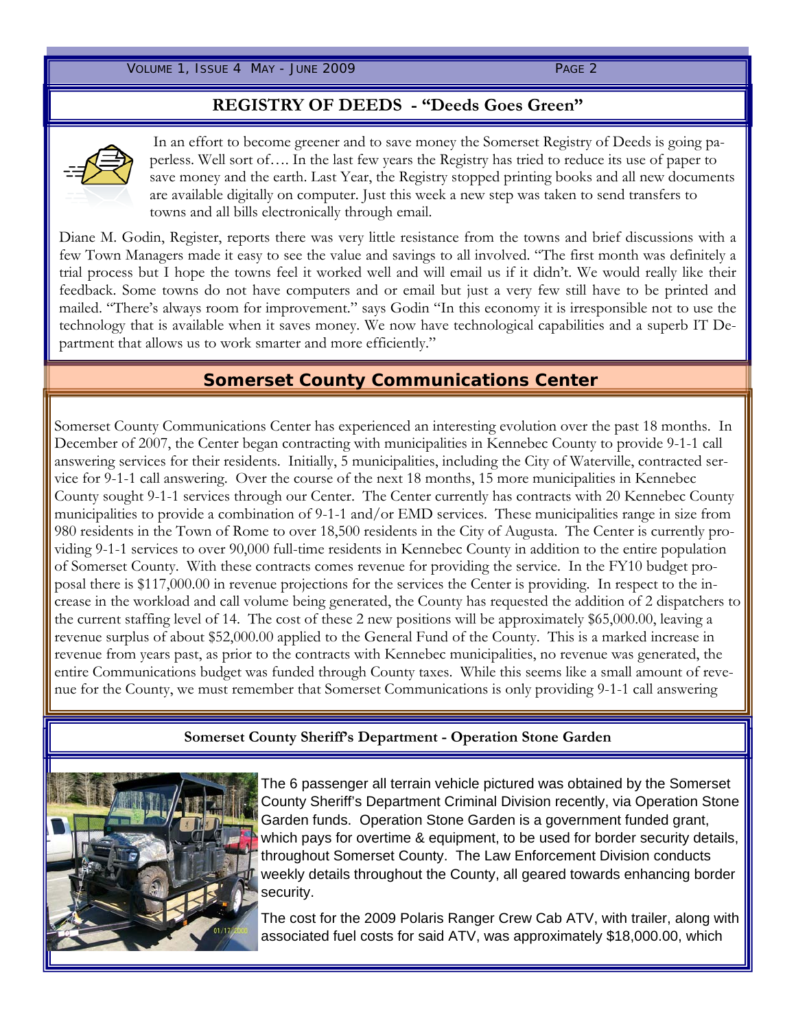## REGISTRY OF DEEDS - "Deeds Goes Green"

In an effort to become greener and to save money the Somerset Registry of Deeds is going paperless. Well sort of…. In the last few years the Registry has tried to reduce its use of paper to save money and the earth. Last Year, the Registry stopped printing books and all new documents are available digitally on computer. Just this week a new step was taken to send transfers to towns and all bills electronically through email.

Diane M. Godin, Register, reports there was very little resistance from the towns and brief discussions with a few Town Managers made it easy to see the value and savings to all involved. "The first month was definitely a trial process but I hope the towns feel it worked well and will email us if it didn't. We would really like their feedback. Some towns do not have computers and or email but just a very few still have to be printed and mailed. "There's always room for improvement." says Godin "In this economy it is irresponsible not to use the technology that is available when it saves money. We now have technological capabilities and a superb IT Department that allows us to work smarter and more efficiently."

## Somerset County Communications Center

Somerset County Communications Center has experienced an interesting evolution over the past 18 months. In December of 2007, the Center began contracting with municipalities in Kennebec County to provide 9-1-1 call answering services for their residents. Initially, 5 municipalities, including the City of Waterville, contracted service for 9-1-1 call answering. Over the course of the next 18 months, 15 more municipalities in Kennebec County sought 9-1-1 services through our Center. The Center currently has contracts with 20 Kennebec County municipalities to provide a combination of 9-1-1 and/or EMD services. These municipalities range in size from 980 residents in the Town of Rome to over 18,500 residents in the City of Augusta. The Center is currently providing 9-1-1 services to over 90,000 full-time residents in Kennebec County in addition to the entire population of Somerset County. With these contracts comes revenue for providing the service. In the FY10 budget proposal there is $117,000.00 in revenue projections for the services the Center is providing. In respect to the increase in the workload and call volume being generated, the County has requested the addition of 2 dispatchers to the current staffing level of 14. The cost of these 2 new positions will be approximately $65,000.00, leaving a revenue surplus of about $52,000.00 applied to the General Fund of the County. This is a marked increase in revenue from years past, as prior to the contracts with Kennebec municipalities, no revenue was generated, the entire Communications budget was funded through County taxes. While this seems like a small amount of revenue for the County, we must remember that Somerset Communications is only providing 9-1-1 call answering

### Somerset County Sheriff's Department - Operation Stone Garden

The 6 passenger all terrain vehicle pictured was obtained by the Somerset County Sheriff's Department Criminal Division recently, via Operation Stone Garden funds. Operation Stone Garden is a government funded grant, which pays for overtime & equipment, to be used for border security details, throughout Somerset County. The Law Enforcement Division conducts weekly details throughout the County, all geared towards enhancing border security.

The cost for the 2009 Polaris Ranger Crew Cab ATV, with trailer, along with associated fuel costs for said ATV, was approximately $18,000.00, which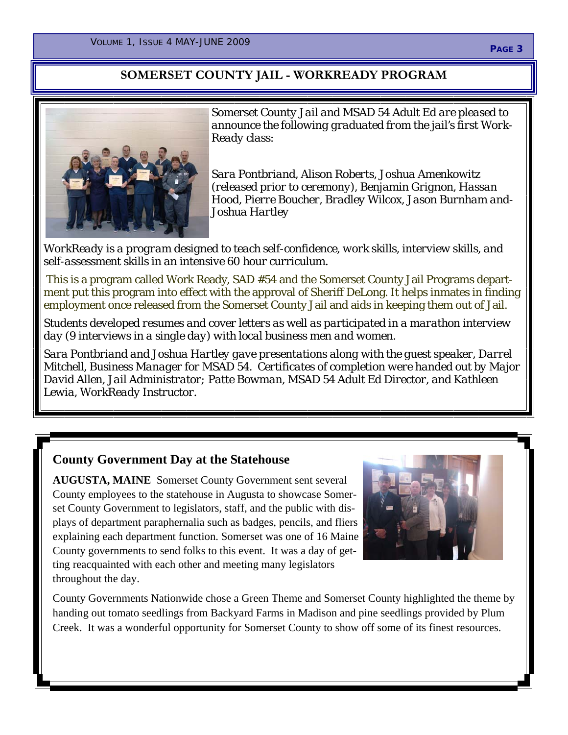## SOMERSET COUNTY JAIL - WORKREADY PROGRAM

*Somerset County Jail and MSAD 54 Adult Ed are pleased to announce the following graduated from the jail's first Work-Ready class:*

*Sara Pontbriand, Alison Roberts, Joshua Amenkowitz (released prior to ceremony), Benjamin Grignon, Hassan Hood, Pierre Boucher, Bradley Wilcox, Jason Burnham and-Joshua Hartley*

*WorkReady is a program designed to teach self-confidence, work skills, interview skills, and self-assessment skills in an intensive 60 hour curriculum.*

This is a program called Work Ready, SAD #54 and the Somerset County Jail Programs department put this program into effect with the approval of Sheriff DeLong. It helps inmates in finding employment once released from the Somerset County Jail and aids in keeping them out of Jail.

*Students developed resumes and cover letters as well as participated in a marathon interview day (9 interviews in a single day) with local business men and women.*

*Sara Pontbriand and Joshua Hartley gave presentations along with the guest speaker, Darrel Mitchell, Business Manager for MSAD 54. Certificates of completion were handed out by Major David Allen, Jail Administrator; Patte Bowman, MSAD 54 Adult Ed Director, and Kathleen Lewia, WorkReady Instructor.*

## County Government Day at the Statehouse

**AUGUSTA, MAINE** Somerset County Government sent several County employees to the statehouse in Augusta to showcase Somerset County Government to legislators, staff, and the public with displays of department paraphernalia such as badges, pencils, and fliers explaining each department function. Somerset was one of 16 Maine County governments to send folks to this event. It was a day of getting reacquainted with each other and meeting many legislators throughout the day.

County Governments Nationwide chose a Green Theme and Somerset County highlighted the theme by handing out tomato seedlings from Backyard Farms in Madison and pine seedlings provided by Plum Creek. It was a wonderful opportunity for Somerset County to show off some of its finest resources.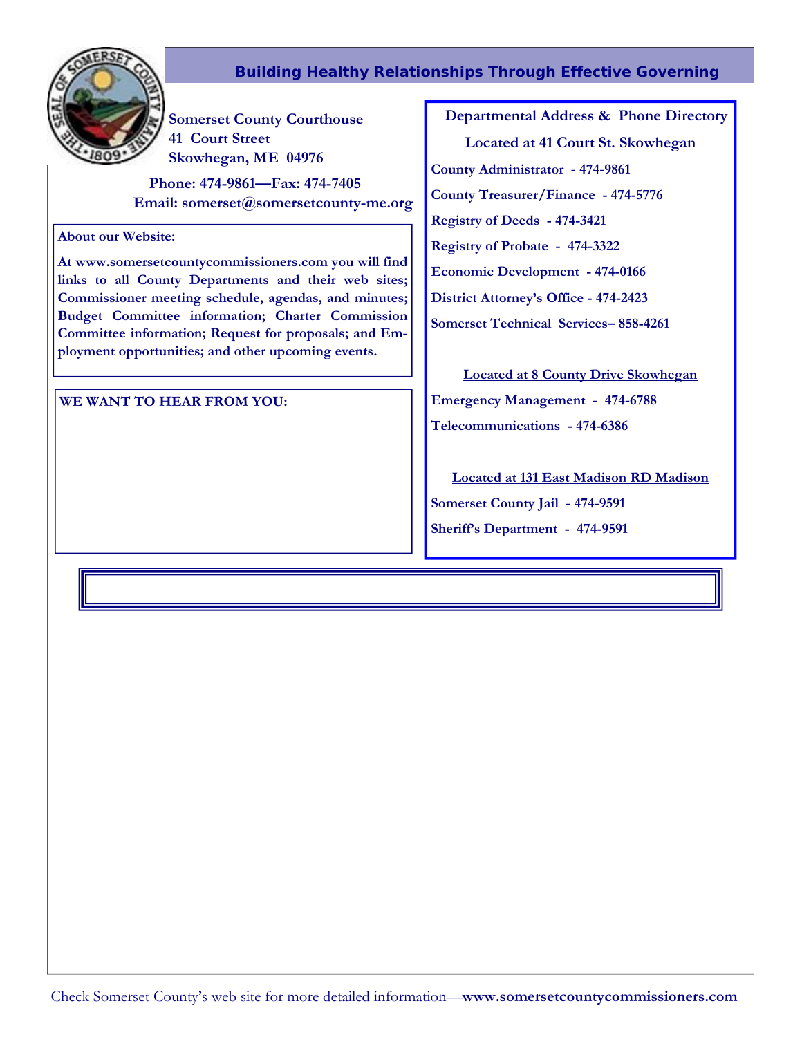## Building Healthy Relationships Through Effective Governing

**Somerset County Courthouse**
**41 Court Street**
**Skowhegan, ME 04976**

**Phone: 474-9861—Fax: 474-7405**
**Email: somerset@somersetcounty-me.org**

**About our Website:**

**At www.somersetcountycommissioners.com you will find links to all County Departments and their web sites; Commissioner meeting schedule, agendas, and minutes; Budget Committee information; Charter Commission Committee information; Request for proposals; and Employment opportunities; and other upcoming events.**

**WE WANT TO HEAR FROM YOU:**

### Departmental Address & Phone Directory

**Located at 41 Court St. Skowhegan**

**County Administrator - 474-9861**

**County Treasurer/Finance - 474-5776**

**Registry of Deeds - 474-3421**

**Registry of Probate - 474-3322**

**Economic Development - 474-0166**

**District Attorney's Office - 474-2423**

**Somerset Technical Services– 858-4261**

**Located at 8 County Drive Skowhegan**

**Emergency Management - 474-6788**

**Telecommunications - 474-6386**

**Located at 131 East Madison RD Madison**

**Somerset County Jail - 474-9591**

**Sheriff's Department - 474-9591**

Check Somerset County's web site for more detailed information—**www.somersetcountycommissioners.com**